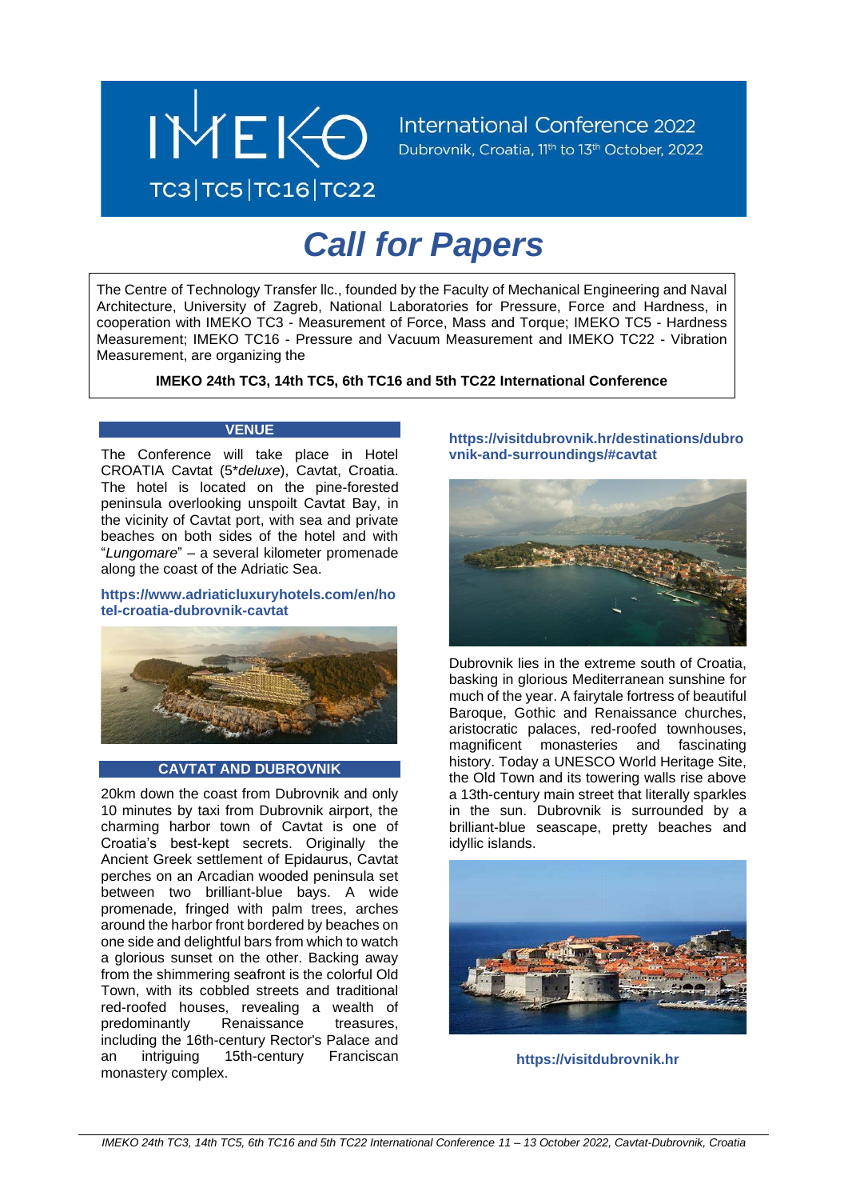IMEKO TC3|TC5|TC16|TC22

International Conference 2022
Dubrovnik, Croatia, 11th to 13th October, 2022

# *Call for Papers*

The Centre of Technology Transfer llc., founded by the Faculty of Mechanical Engineering and Naval Architecture, University of Zagreb, National Laboratories for Pressure, Force and Hardness, in cooperation with IMEKO TC3 - Measurement of Force, Mass and Torque; IMEKO TC5 - Hardness Measurement; IMEKO TC16 - Pressure and Vacuum Measurement and IMEKO TC22 - Vibration Measurement, are organizing the

**IMEKO 24th TC3, 14th TC5, 6th TC16 and 5th TC22 International Conference**

## VENUE

The Conference will take place in Hotel CROATIA Cavtat (5\**deluxe*), Cavtat, Croatia. The hotel is located on the pine-forested peninsula overlooking unspoilt Cavtat Bay, in the vicinity of Cavtat port, with sea and private beaches on both sides of the hotel and with "*Lungomare*" – a several kilometer promenade along the coast of the Adriatic Sea.

**https://www.adriaticluxuryhotels.com/en/hotel-croatia-dubrovnik-cavtat**

## CAVTAT AND DUBROVNIK

20km down the coast from Dubrovnik and only 10 minutes by taxi from Dubrovnik airport, the charming harbor town of Cavtat is one of Croatia's best-kept secrets. Originally the Ancient Greek settlement of Epidaurus, Cavtat perches on an Arcadian wooded peninsula set between two brilliant-blue bays. A wide promenade, fringed with palm trees, arches around the harbor front bordered by beaches on one side and delightful bars from which to watch a glorious sunset on the other. Backing away from the shimmering seafront is the colorful Old Town, with its cobbled streets and traditional red-roofed houses, revealing a wealth of predominantly Renaissance treasures, including the 16th-century Rector's Palace and an intriguing 15th-century Franciscan monastery complex.

**https://visitdubrovnik.hr/destinations/dubrovnik-and-surroundings/#cavtat**

Dubrovnik lies in the extreme south of Croatia, basking in glorious Mediterranean sunshine for much of the year. A fairytale fortress of beautiful Baroque, Gothic and Renaissance churches, aristocratic palaces, red-roofed townhouses, magnificent monasteries and fascinating history. Today a UNESCO World Heritage Site, the Old Town and its towering walls rise above a 13th-century main street that literally sparkles in the sun. Dubrovnik is surrounded by a brilliant-blue seascape, pretty beaches and idyllic islands.

**https://visitdubrovnik.hr**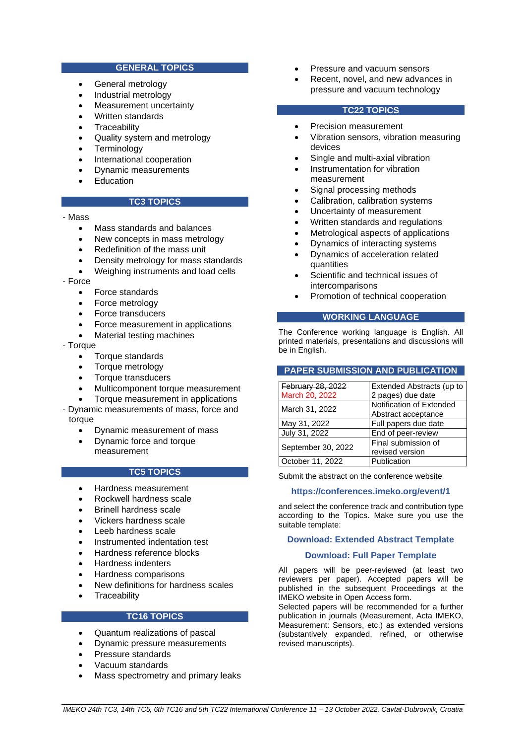## GENERAL TOPICS

- General metrology
- Industrial metrology
- Measurement uncertainty
- Written standards
- Traceability
- Quality system and metrology
- Terminology
- International cooperation
- Dynamic measurements
- Education

## TC3 TOPICS

- Mass
  - Mass standards and balances
  - New concepts in mass metrology
  - Redefinition of the mass unit
  - Density metrology for mass standards
  - Weighing instruments and load cells
- Force
  - Force standards
  - Force metrology
  - Force transducers
  - Force measurement in applications
  - Material testing machines
- Torque
  - Torque standards
  - Torque metrology
  - Torque transducers
  - Multicomponent torque measurement
  - Torque measurement in applications
- Dynamic measurements of mass, force and torque
  - Dynamic measurement of mass
  - Dynamic force and torque measurement

## TC5 TOPICS

- Hardness measurement
- Rockwell hardness scale
- Brinell hardness scale
- Vickers hardness scale
- Leeb hardness scale
- Instrumented indentation test
- Hardness reference blocks
- Hardness indenters
- Hardness comparisons
- New definitions for hardness scales
- Traceability

## TC16 TOPICS

- Quantum realizations of pascal
- Dynamic pressure measurements
- Pressure standards
- Vacuum standards
- Mass spectrometry and primary leaks
- Pressure and vacuum sensors
- Recent, novel, and new advances in pressure and vacuum technology

## TC22 TOPICS

- Precision measurement
- Vibration sensors, vibration measuring devices
- Single and multi-axial vibration
- Instrumentation for vibration measurement
- Signal processing methods
- Calibration, calibration systems
- Uncertainty of measurement
- Written standards and regulations
- Metrological aspects of applications
- Dynamics of interacting systems
- Dynamics of acceleration related quantities
- Scientific and technical issues of intercomparisons
- Promotion of technical cooperation

## WORKING LANGUAGE

The Conference working language is English. All printed materials, presentations and discussions will be in English.

## PAPER SUBMISSION AND PUBLICATION

| Date | Event |
|---|---|
| ~~February 28, 2022~~ March 20, 2022 | Extended Abstracts (up to 2 pages) due date |
| March 31, 2022 | Notification of Extended Abstract acceptance |
| May 31, 2022 | Full papers due date |
| July 31, 2022 | End of peer-review |
| September 30, 2022 | Final submission of revised version |
| October 11, 2022 | Publication |

Submit the abstract on the conference website

**https://conferences.imeko.org/event/1**

and select the conference track and contribution type according to the Topics. Make sure you use the suitable template:

**Download: Extended Abstract Template**

**Download: Full Paper Template**

All papers will be peer-reviewed (at least two reviewers per paper). Accepted papers will be published in the subsequent Proceedings at the IMEKO website in Open Access form.
Selected papers will be recommended for a further publication in journals (Measurement, Acta IMEKO, Measurement: Sensors, etc.) as extended versions (substantively expanded, refined, or otherwise revised manuscripts).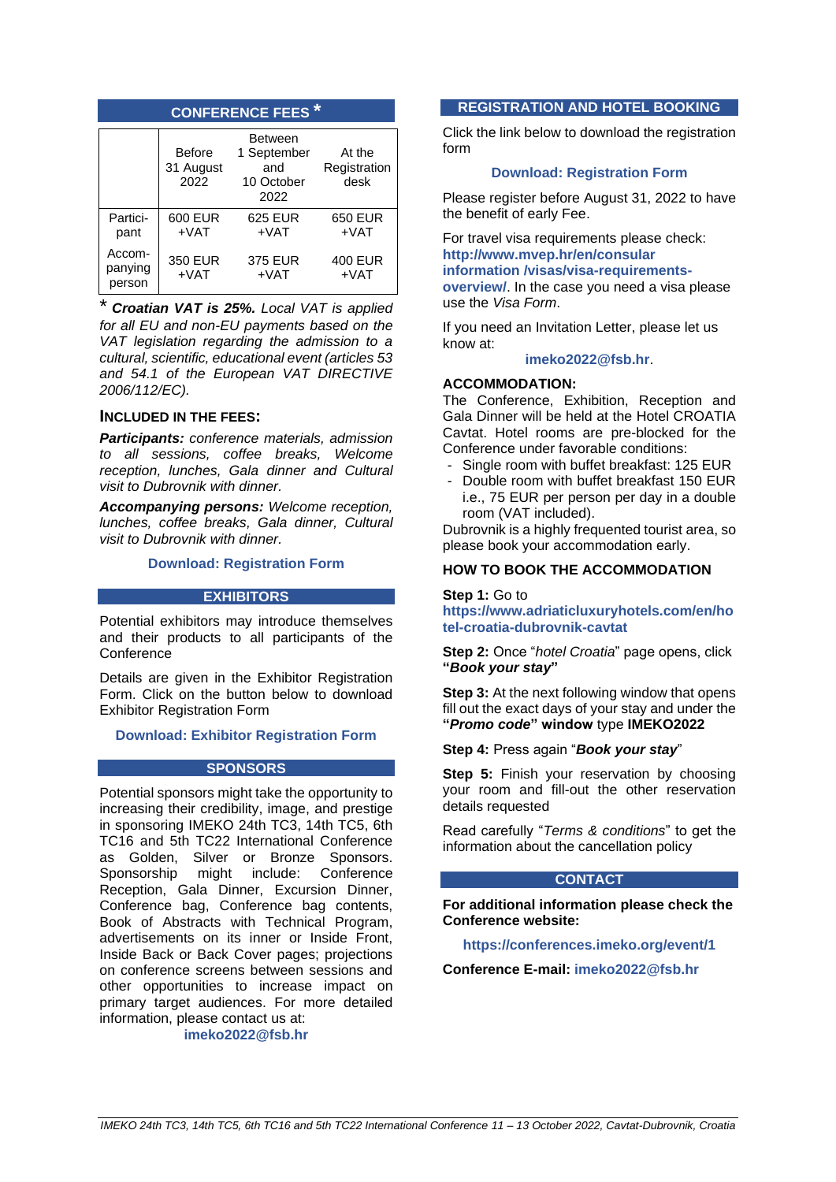## CONFERENCE FEES *

| | Before 31 August 2022 | Between 1 September and 10 October 2022 | At the Registration desk |
|---|---|---|---|
| Participant | 600 EUR +VAT | 625 EUR +VAT | 650 EUR +VAT |
| Accompanying person | 350 EUR +VAT | 375 EUR +VAT | 400 EUR +VAT |

* ***Croatian VAT is 25%.*** *Local VAT is applied for all EU and non-EU payments based on the VAT legislation regarding the admission to a cultural, scientific, educational event (articles 53 and 54.1 of the European VAT DIRECTIVE 2006/112/EC).*

### INCLUDED IN THE FEES:

***Participants:*** *conference materials, admission to all sessions, coffee breaks, Welcome reception, lunches, Gala dinner and Cultural visit to Dubrovnik with dinner.*

***Accompanying persons:*** *Welcome reception, lunches, coffee breaks, Gala dinner, Cultural visit to Dubrovnik with dinner.*

**Download: Registration Form**

## EXHIBITORS

Potential exhibitors may introduce themselves and their products to all participants of the Conference

Details are given in the Exhibitor Registration Form. Click on the button below to download Exhibitor Registration Form

**Download: Exhibitor Registration Form**

## SPONSORS

Potential sponsors might take the opportunity to increasing their credibility, image, and prestige in sponsoring IMEKO 24th TC3, 14th TC5, 6th TC16 and 5th TC22 International Conference as Golden, Silver or Bronze Sponsors. Sponsorship might include: Conference Reception, Gala Dinner, Excursion Dinner, Conference bag, Conference bag contents, Book of Abstracts with Technical Program, advertisements on its inner or Inside Front, Inside Back or Back Cover pages; projections on conference screens between sessions and other opportunities to increase impact on primary target audiences. For more detailed information, please contact us at:
**imeko2022@fsb.hr**

## REGISTRATION AND HOTEL BOOKING

Click the link below to download the registration form

**Download: Registration Form**

Please register before August 31, 2022 to have the benefit of early Fee.

For travel visa requirements please check: **http://www.mvep.hr/en/consular information /visas/visa-requirements-overview/**. In the case you need a visa please use the *Visa Form*.

If you need an Invitation Letter, please let us know at:

**imeko2022@fsb.hr**.

### ACCOMMODATION:

The Conference, Exhibition, Reception and Gala Dinner will be held at the Hotel CROATIA Cavtat. Hotel rooms are pre-blocked for the Conference under favorable conditions:

- Single room with buffet breakfast: 125 EUR
- Double room with buffet breakfast 150 EUR i.e., 75 EUR per person per day in a double room (VAT included).

Dubrovnik is a highly frequented tourist area, so please book your accommodation early.

### HOW TO BOOK THE ACCOMMODATION

**Step 1:** Go to **https://www.adriaticluxuryhotels.com/en/hotel-croatia-dubrovnik-cavtat**

**Step 2:** Once "*hotel Croatia*" page opens, click **"*Book your stay*"**

**Step 3:** At the next following window that opens fill out the exact days of your stay and under the **"*Promo code*" window** type **IMEKO2022**

**Step 4:** Press again "***Book your stay***"

**Step 5:** Finish your reservation by choosing your room and fill-out the other reservation details requested

Read carefully "*Terms & conditions*" to get the information about the cancellation policy

## CONTACT

**For additional information please check the Conference website:**

**https://conferences.imeko.org/event/1**

**Conference E-mail: imeko2022@fsb.hr**